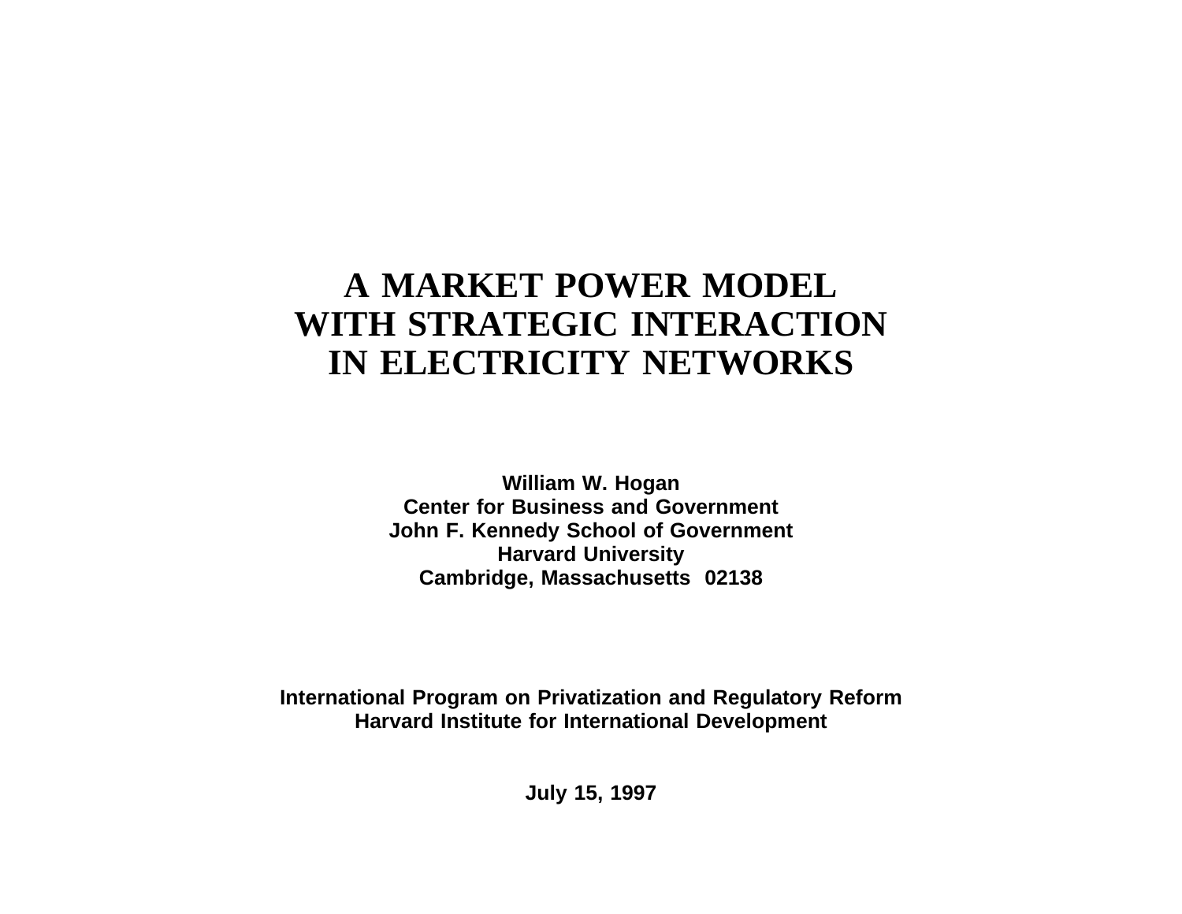# A MARKET POWER MODEL WITH STRATEGIC INTERACTION IN ELECTRICITY NETWORKS

**William W. Hogan**
**Center for Business and Government**
**John F. Kennedy School of Government**
**Harvard University**
**Cambridge, Massachusetts 02138**

**International Program on Privatization and Regulatory Reform**
**Harvard Institute for International Development**

**July 15, 1997**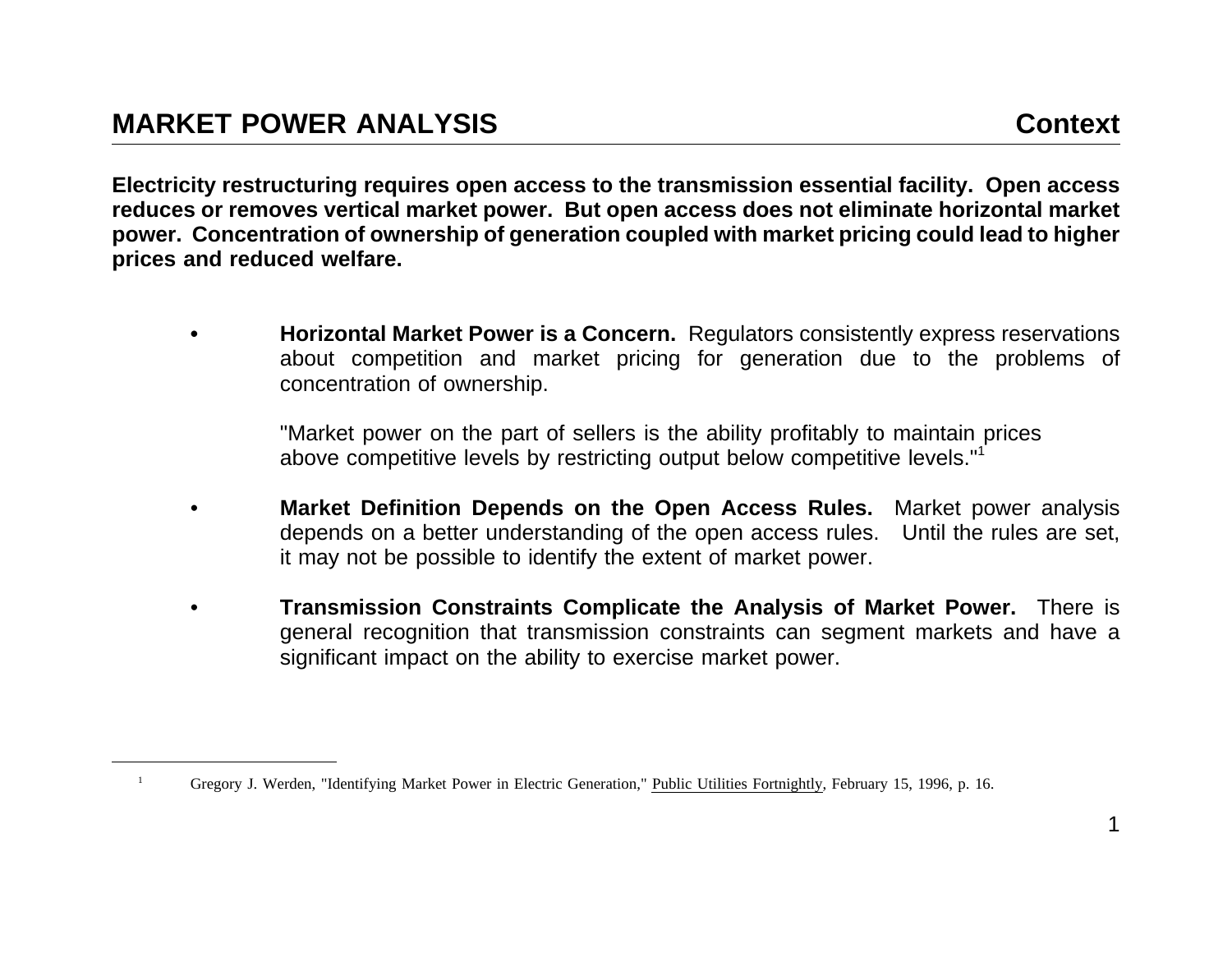## MARKET POWER ANALYSIS — Context

**Electricity restructuring requires open access to the transmission essential facility. Open access reduces or removes vertical market power. But open access does not eliminate horizontal market power. Concentration of ownership of generation coupled with market pricing could lead to higher prices and reduced welfare.**

- **Horizontal Market Power is a Concern.** Regulators consistently express reservations about competition and market pricing for generation due to the problems of concentration of ownership.

  "Market power on the part of sellers is the ability profitably to maintain prices above competitive levels by restricting output below competitive levels."[1]

- **Market Definition Depends on the Open Access Rules.** Market power analysis depends on a better understanding of the open access rules. Until the rules are set, it may not be possible to identify the extent of market power.

- **Transmission Constraints Complicate the Analysis of Market Power.** There is general recognition that transmission constraints can segment markets and have a significant impact on the ability to exercise market power.

---

[1] Gregory J. Werden, "Identifying Market Power in Electric Generation," Public Utilities Fortnightly, February 15, 1996, p. 16.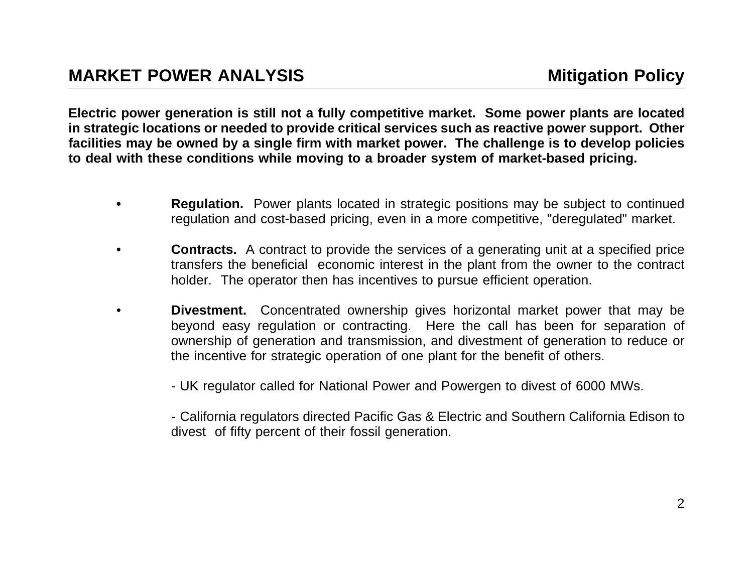## MARKET POWER ANALYSIS — Mitigation Policy

**Electric power generation is still not a fully competitive market. Some power plants are located in strategic locations or needed to provide critical services such as reactive power support. Other facilities may be owned by a single firm with market power. The challenge is to develop policies to deal with these conditions while moving to a broader system of market-based pricing.**

- **Regulation.** Power plants located in strategic positions may be subject to continued regulation and cost-based pricing, even in a more competitive, "deregulated" market.

- **Contracts.** A contract to provide the services of a generating unit at a specified price transfers the beneficial economic interest in the plant from the owner to the contract holder. The operator then has incentives to pursue efficient operation.

- **Divestment.** Concentrated ownership gives horizontal market power that may be beyond easy regulation or contracting. Here the call has been for separation of ownership of generation and transmission, and divestment of generation to reduce or the incentive for strategic operation of one plant for the benefit of others.

  - UK regulator called for National Power and Powergen to divest of 6000 MWs.

  - California regulators directed Pacific Gas & Electric and Southern California Edison to divest of fifty percent of their fossil generation.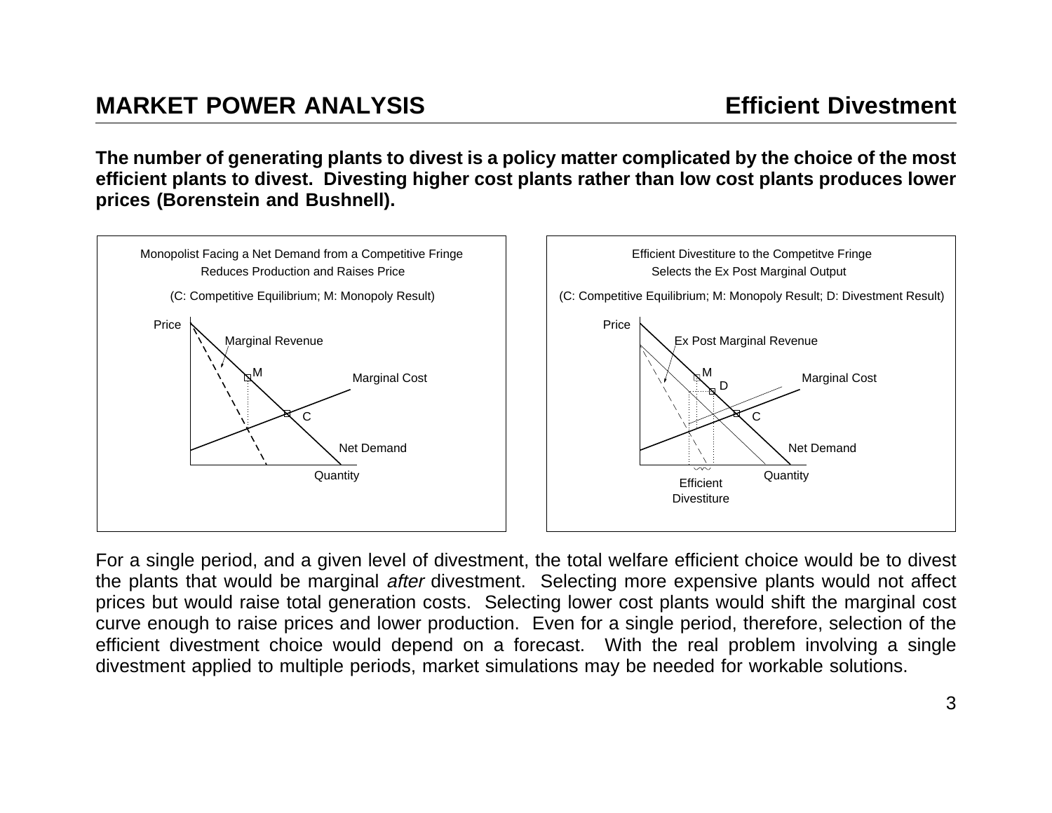## MARKET POWER ANALYSIS — Efficient Divestment

**The number of generating plants to divest is a policy matter complicated by the choice of the most efficient plants to divest. Divesting higher cost plants rather than low cost plants produces lower prices (Borenstein and Bushnell).**

Monopolist Facing a Net Demand from a Competitive Fringe Reduces Production and Raises Price

(C: Competitive Equilibrium; M: Monopoly Result)

Efficient Divestiture to the Competitve Fringe Selects the Ex Post Marginal Output

(C: Competitive Equilibrium; M: Monopoly Result; D: Divestment Result)

For a single period, and a given level of divestment, the total welfare efficient choice would be to divest the plants that would be marginal *after* divestment. Selecting more expensive plants would not affect prices but would raise total generation costs. Selecting lower cost plants would shift the marginal cost curve enough to raise prices and lower production. Even for a single period, therefore, selection of the efficient divestment choice would depend on a forecast. With the real problem involving a single divestment applied to multiple periods, market simulations may be needed for workable solutions.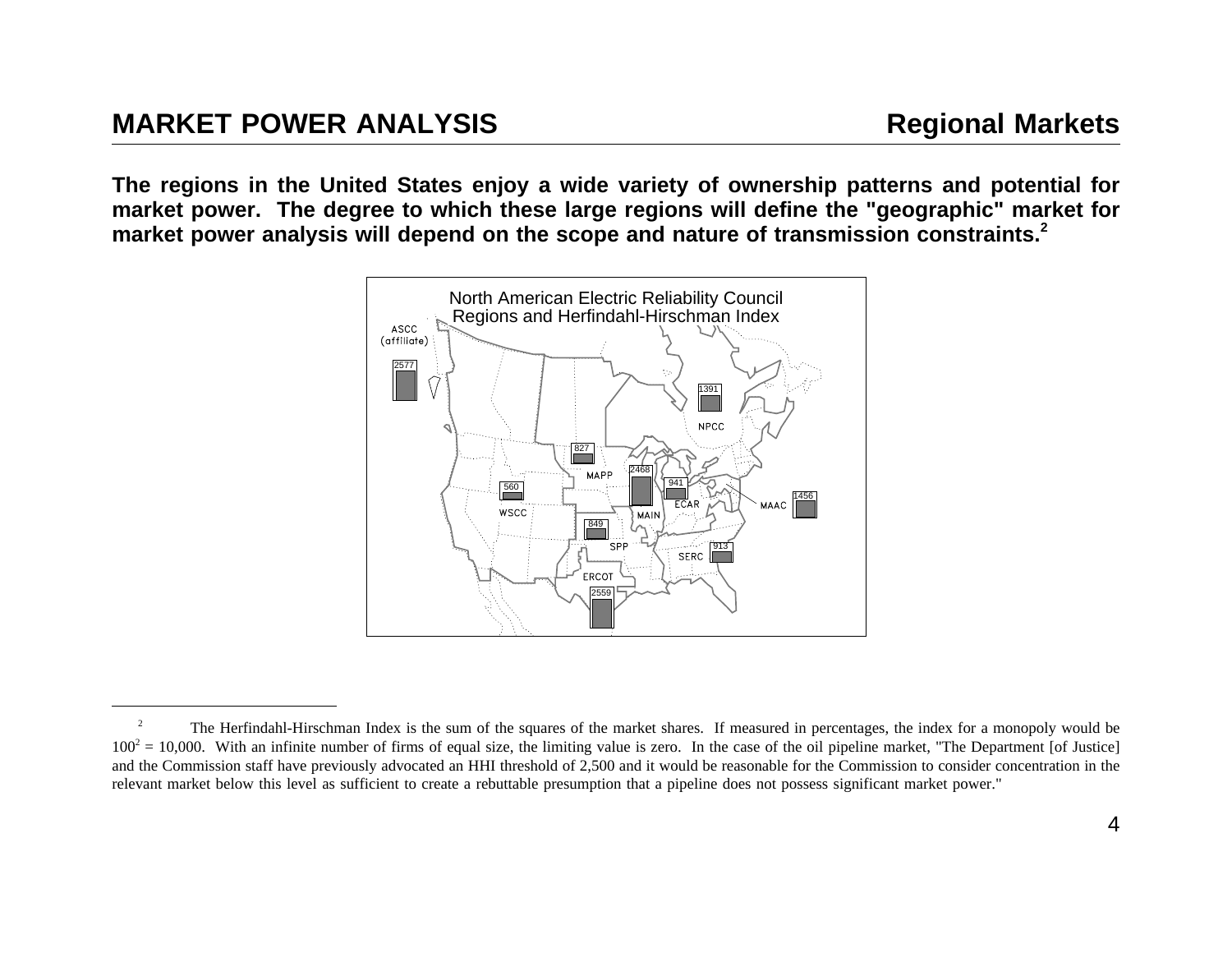## MARKET POWER ANALYSIS — Regional Markets

**The regions in the United States enjoy a wide variety of ownership patterns and potential for market power. The degree to which these large regions will define the "geographic" market for market power analysis will depend on the scope and nature of transmission constraints.[2]**

North American Electric Reliability Council Regions and Herfindahl-Hirschman Index

| Region | HHI |
|---|---|
| ASCC (affiliate) | 2577 |
| NPCC | 1391 |
| MAPP | 827 |
| MAIN | 2468 |
| ECAR | 941 |
| MAAC | 1456 |
| WSCC | 560 |
| SPP | 849 |
| SERC | 913 |
| ERCOT | 2559 |

---

[2] The Herfindahl-Hirschman Index is the sum of the squares of the market shares. If measured in percentages, the index for a monopoly would be $100^2 = 10{,}000$. With an infinite number of firms of equal size, the limiting value is zero. In the case of the oil pipeline market, "The Department [of Justice] and the Commission staff have previously advocated an HHI threshold of 2,500 and it would be reasonable for the Commission to consider concentration in the relevant market below this level as sufficient to create a rebuttable presumption that a pipeline does not possess significant market power."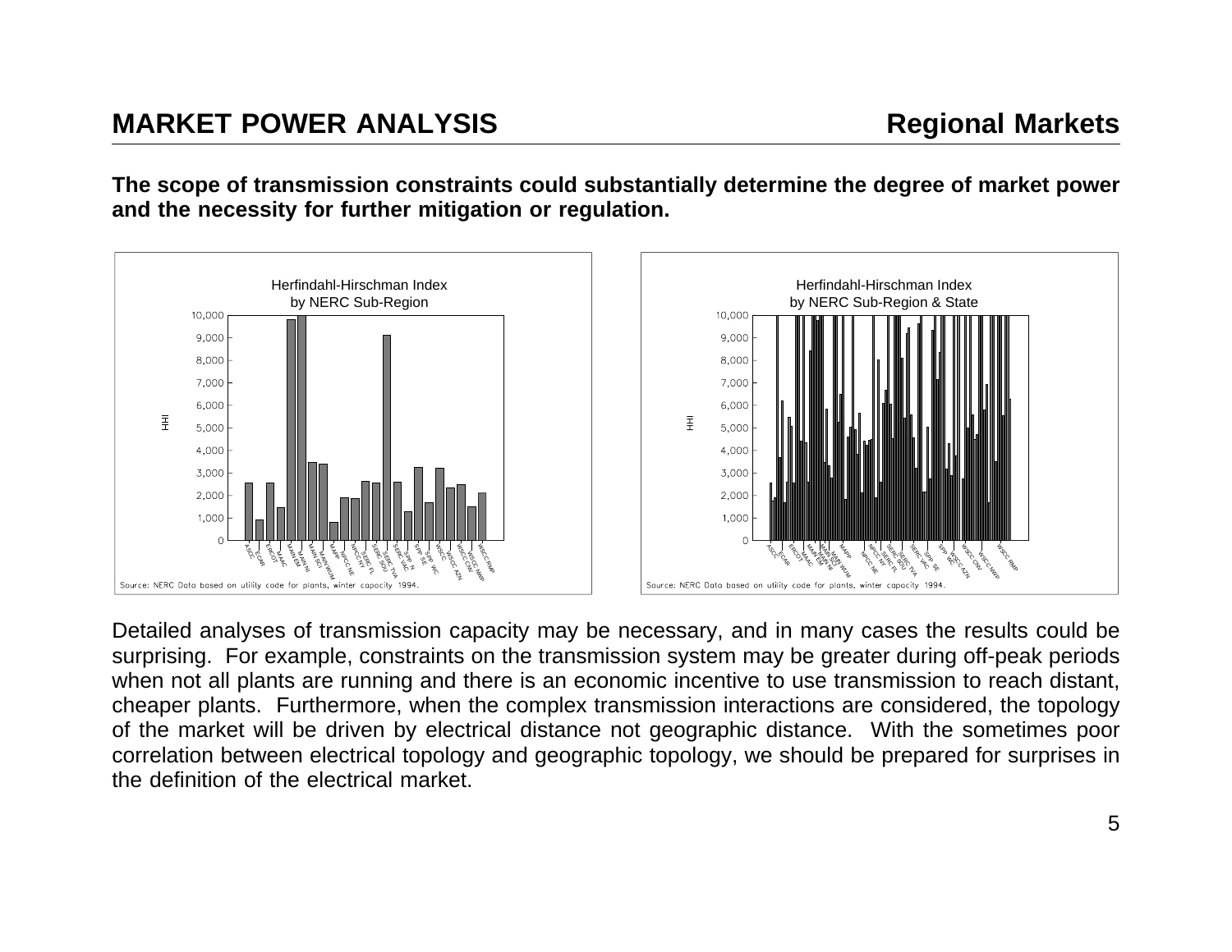## MARKET POWER ANALYSIS — Regional Markets

**The scope of transmission constraints could substantially determine the degree of market power and the necessity for further mitigation or regulation.**

Herfindahl-Hirschman Index by NERC Sub-Region

Source: NERC Data based on utility code for plants, winter capacity 1994.

Herfindahl-Hirschman Index by NERC Sub-Region & State

Source: NERC Data based on utility code for plants, winter capacity 1994.

Detailed analyses of transmission capacity may be necessary, and in many cases the results could be surprising. For example, constraints on the transmission system may be greater during off-peak periods when not all plants are running and there is an economic incentive to use transmission to reach distant, cheaper plants. Furthermore, when the complex transmission interactions are considered, the topology of the market will be driven by electrical distance not geographic distance. With the sometimes poor correlation between electrical topology and geographic topology, we should be prepared for surprises in the definition of the electrical market.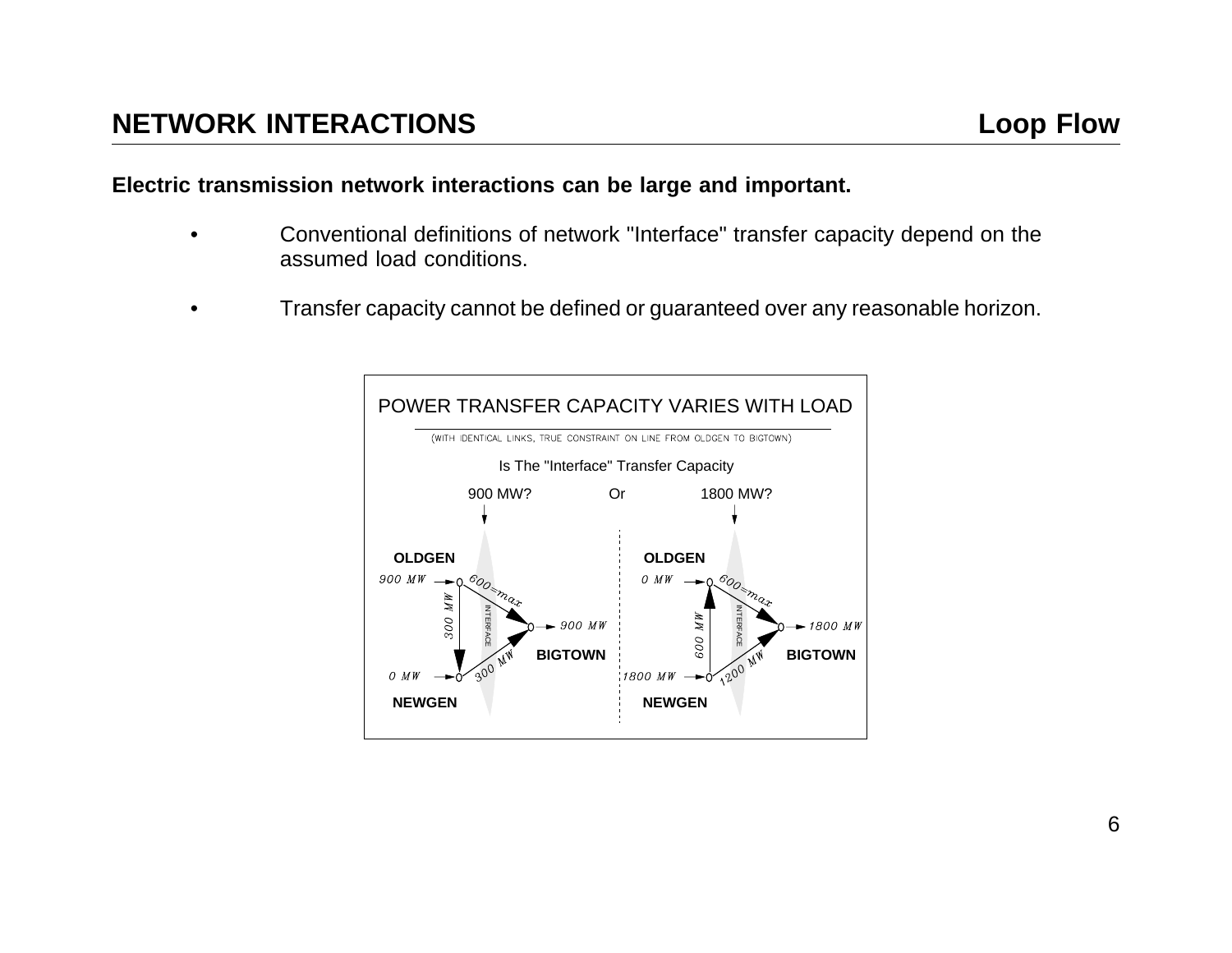## NETWORK INTERACTIONS — Loop Flow

**Electric transmission network interactions can be large and important.**

- Conventional definitions of network "Interface" transfer capacity depend on the assumed load conditions.
- Transfer capacity cannot be defined or guaranteed over any reasonable horizon.

POWER TRANSFER CAPACITY VARIES WITH LOAD

(WITH IDENTICAL LINKS, TRUE CONSTRAINT ON LINE FROM OLDGEN TO BIGTOWN)

Is The "Interface" Transfer Capacity

900 MW? Or 1800 MW?

OLDGEN 900 MW — 600=max — 300 MW — INTERFACE — 900 MW BIGTOWN — 300 MW — 0 MW NEWGEN

OLDGEN 0 MW — 600=max — 600 MW — INTERFACE — 1800 MW BIGTOWN — 1200 MW — 1800 MW NEWGEN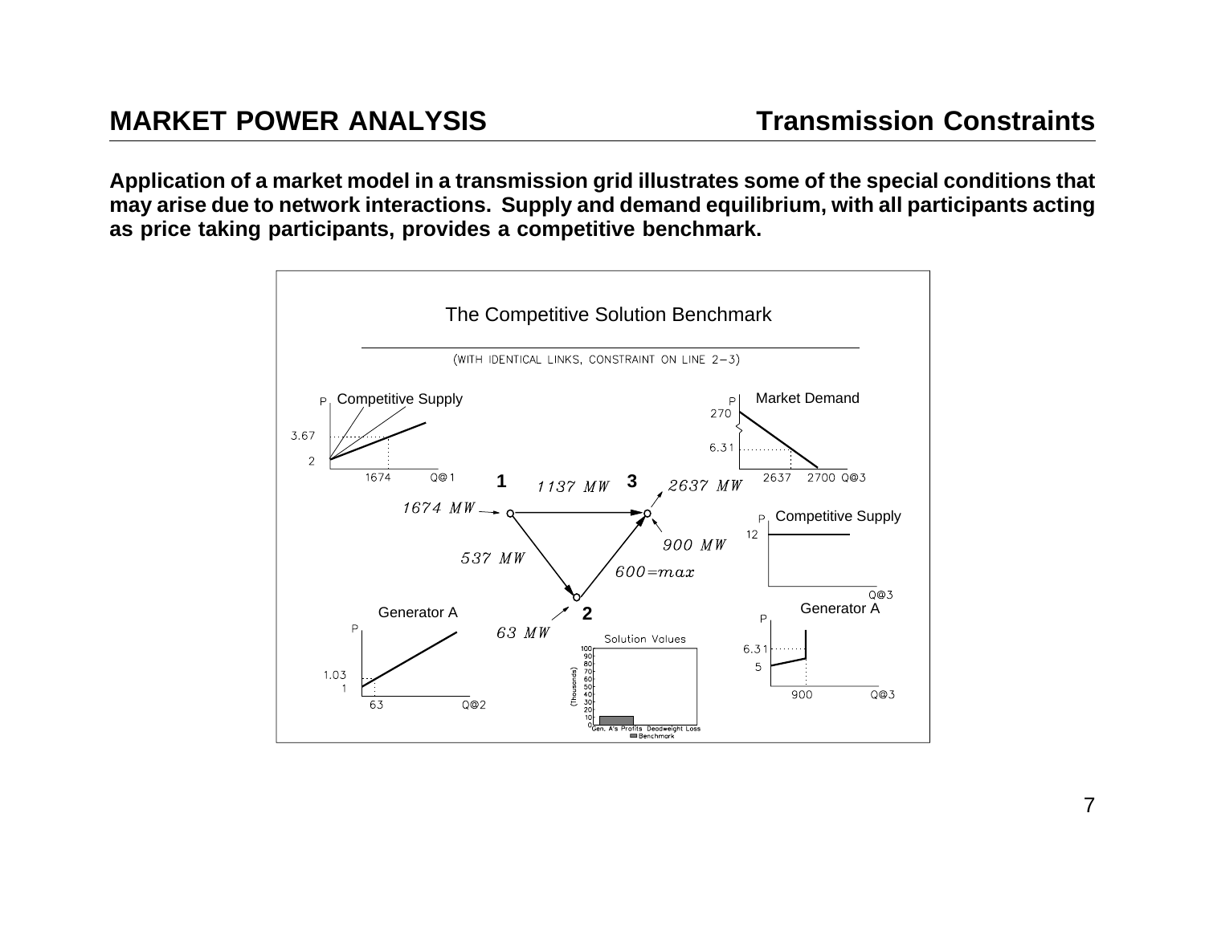## MARKET POWER ANALYSIS

## Transmission Constraints

**Application of a market model in a transmission grid illustrates some of the special conditions that may arise due to network interactions. Supply and demand equilibrium, with all participants acting as price taking participants, provides a competitive benchmark.**

The Competitive Solution Benchmark

(WITH IDENTICAL LINKS, CONSTRAINT ON LINE 2–3)

Competitive Supply — P: 3.67, 2; Q@1: 1674

Market Demand — P: 270, 6.31; Q@3: 2637, 2700

1: 1674 MW; 1137 MW; 3: 2637 MW; 900 MW; 537 MW; 600=max; 2: 63 MW

Competitive Supply — P: 12; Q@3

Generator A — P: 1.03, 1; Q@2: 63

Solution Values — (Thousands) 0–100; Gen. A's Profits, Deadweight Loss; Benchmark

Generator A — P: 6.31, 5; Q@3: 900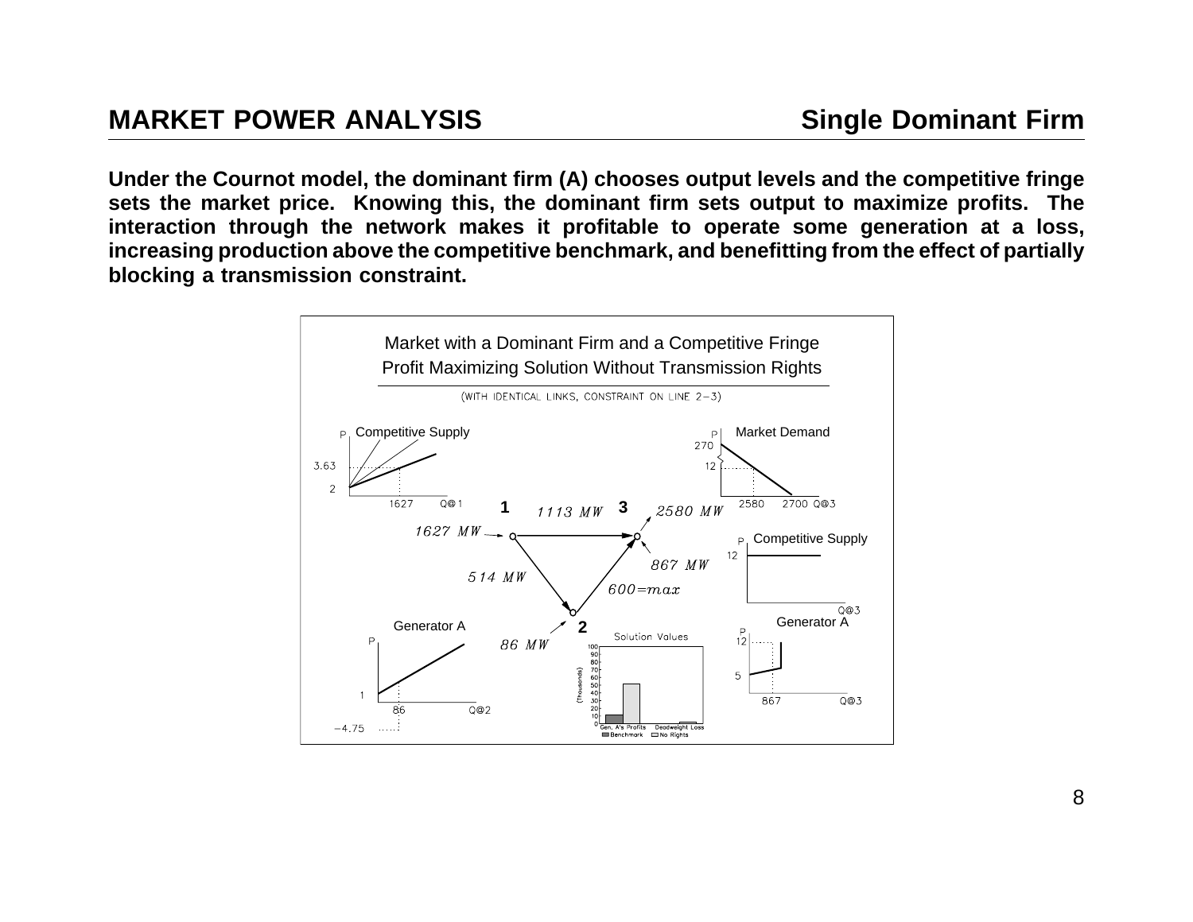## MARKET POWER ANALYSIS — Single Dominant Firm

**Under the Cournot model, the dominant firm (A) chooses output levels and the competitive fringe sets the market price. Knowing this, the dominant firm sets output to maximize profits. The interaction through the network makes it profitable to operate some generation at a loss, increasing production above the competitive benchmark, and benefitting from the effect of partially blocking a transmission constraint.**

Market with a Dominant Firm and a Competitive Fringe
Profit Maximizing Solution Without Transmission Rights

(WITH IDENTICAL LINKS, CONSTRAINT ON LINE 2−3)

Competitive Supply (P vs. Q@1): 3.63, 2, 1627

Market Demand (P vs. Q@3): 270, 12, 2580, 2700

Network: node 1 injection 1627 MW; line 1→3: 1113 MW; line 1→2: 514 MW; node 2 injection 86 MW; line 2→3: 600=max; node 3 load 2580 MW; node 3 injection 867 MW

Competitive Supply (P vs. Q@3): 12

Generator A (P vs. Q@2): 1, 86, −4.75

Generator A (P vs. Q@3): 12, 5, 867

Solution Values (Thousands): Gen. A's Profits, Deadweight Loss; Benchmark, No Rights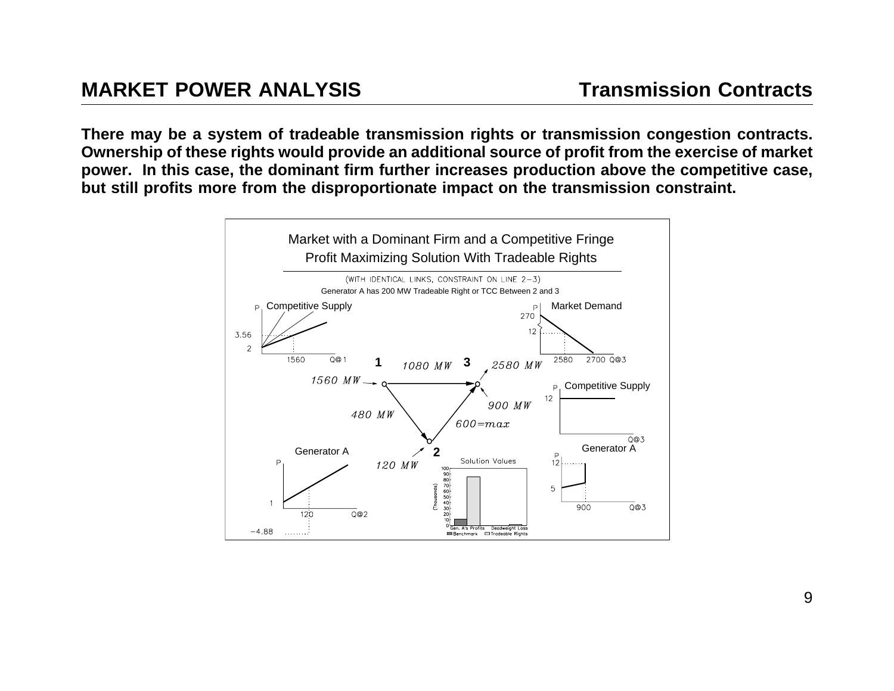## MARKET POWER ANALYSIS — Transmission Contracts

**There may be a system of tradeable transmission rights or transmission congestion contracts. Ownership of these rights would provide an additional source of profit from the exercise of market power. In this case, the dominant firm further increases production above the competitive case, but still profits more from the disproportionate impact on the transmission constraint.**

Market with a Dominant Firm and a Competitive Fringe
Profit Maximizing Solution With Tradeable Rights

(WITH IDENTICAL LINKS, CONSTRAINT ON LINE 2−3)
Generator A has 200 MW Tradeable Right or TCC Between 2 and 3

Competitive Supply (P, Q@1): 3.56, 2, 1560

Market Demand (P, Q@3): 270, 12, 2580, 2700

Network: Node 1: 1560 MW; 1→3: 1080 MW; Node 3: 2580 MW; 900 MW; 1→2: 480 MW; 2→3: 600=max; Node 2: 120 MW

Competitive Supply (P, Q@3): 12

Generator A (P, Q@2): 1, 120, −4.88

Generator A (P, Q@3): 12, 5, 900

Solution Values (Thousands): Gen. A's Profits, Deadweight Loss; Benchmark, Tradeable Rights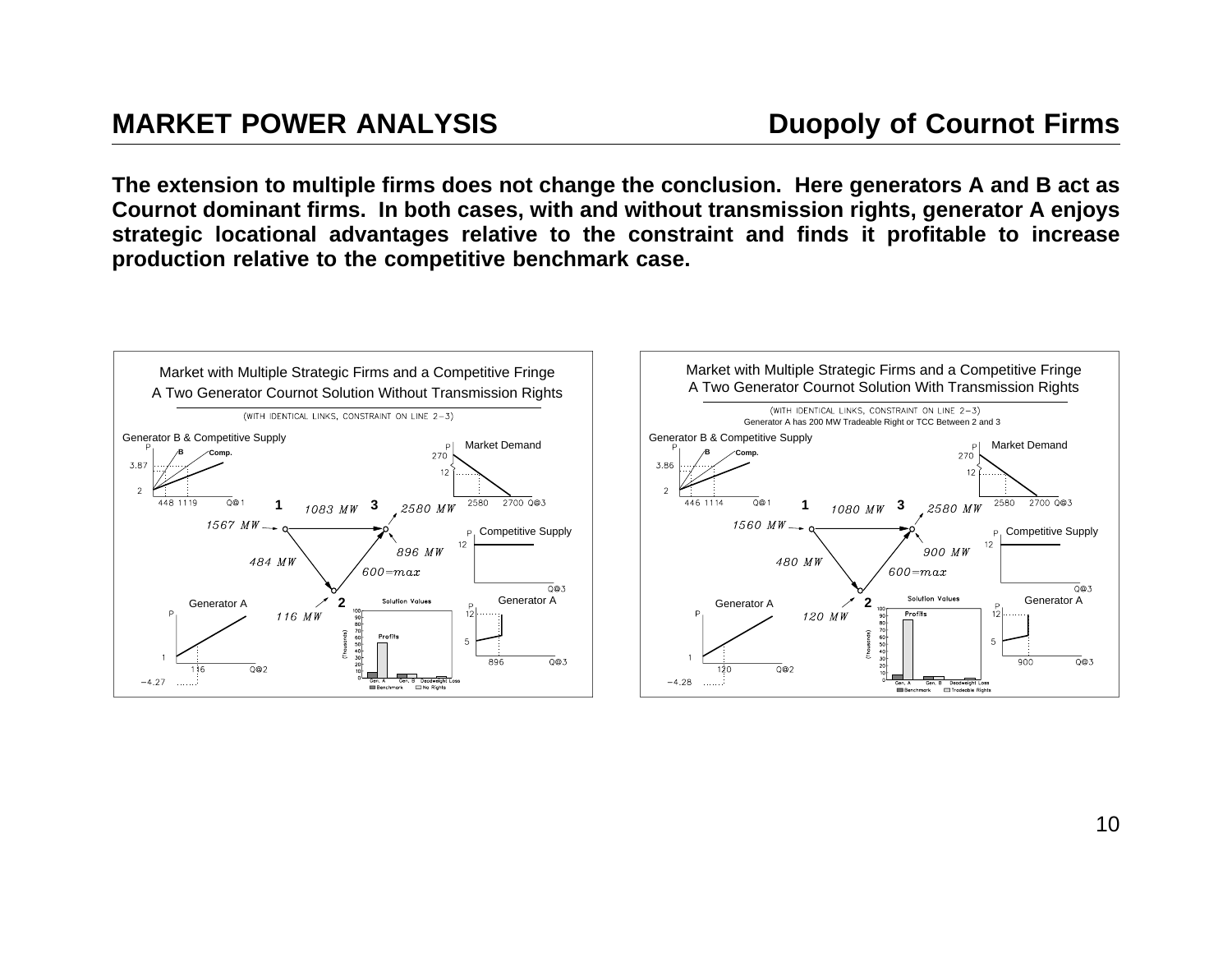## MARKET POWER ANALYSIS

## Duopoly of Cournot Firms

**The extension to multiple firms does not change the conclusion. Here generators A and B act as Cournot dominant firms. In both cases, with and without transmission rights, generator A enjoys strategic locational advantages relative to the constraint and finds it profitable to increase production relative to the competitive benchmark case.**

Market with Multiple Strategic Firms and a Competitive Fringe
A Two Generator Cournot Solution Without Transmission Rights
(WITH IDENTICAL LINKS, CONSTRAINT ON LINE 2–3)

Market with Multiple Strategic Firms and a Competitive Fringe
A Two Generator Cournot Solution With Transmission Rights
(WITH IDENTICAL LINKS, CONSTRAINT ON LINE 2–3)
Generator A has 200 MW Tradeable Right or TCC Between 2 and 3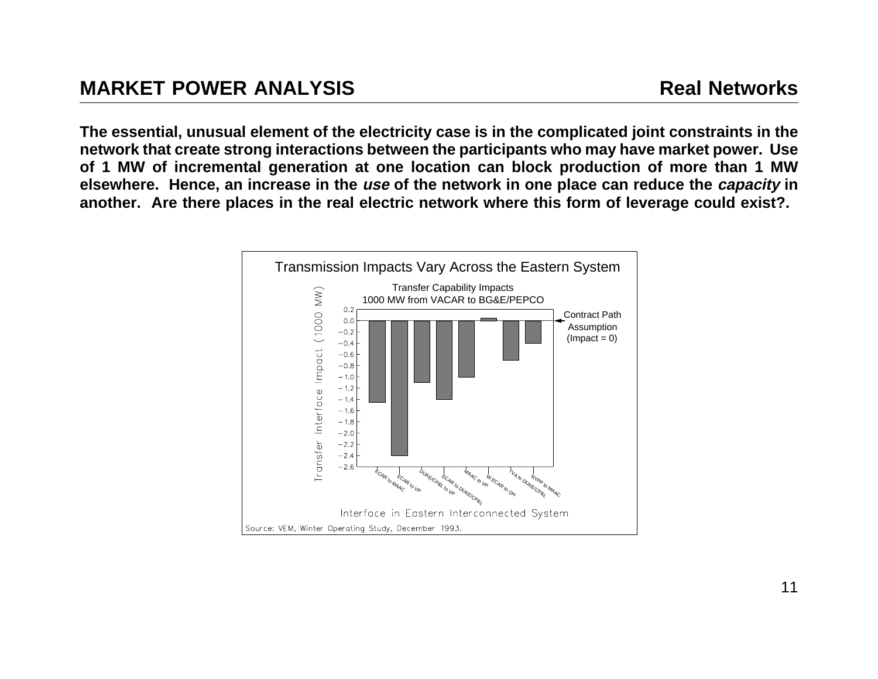## MARKET POWER ANALYSIS — Real Networks

**The essential, unusual element of the electricity case is in the complicated joint constraints in the network that create strong interactions between the participants who may have market power. Use of 1 MW of incremental generation at one location can block production of more than 1 MW elsewhere. Hence, an increase in the *use* of the network in one place can reduce the *capacity* in another. Are there places in the real electric network where this form of leverage could exist?.**

Transmission Impacts Vary Across the Eastern System

Transfer Capability Impacts
1000 MW from VACAR to BG&E/PEPCO

| Interface in Eastern Interconnected System | Transfer Interface Impact (1000 MW) |
|---|---|
| ECAR to MAAC | −1.45 |
| ECAR to VP | −2.4 |
| DUKE/CP&L to VP | −1.1 |
| ECAR to DUKE/CP&L | −1.4 |
| MAAC to VP | −1.0 |
| W.ECAR to OH | 0.05 |
| TVA to DUKE/CP&L | −0.7 |
| NYPP to MAAC | −0.4 |

Contract Path Assumption (Impact = 0)

Source: VEM, Winter Operating Study, December 1993.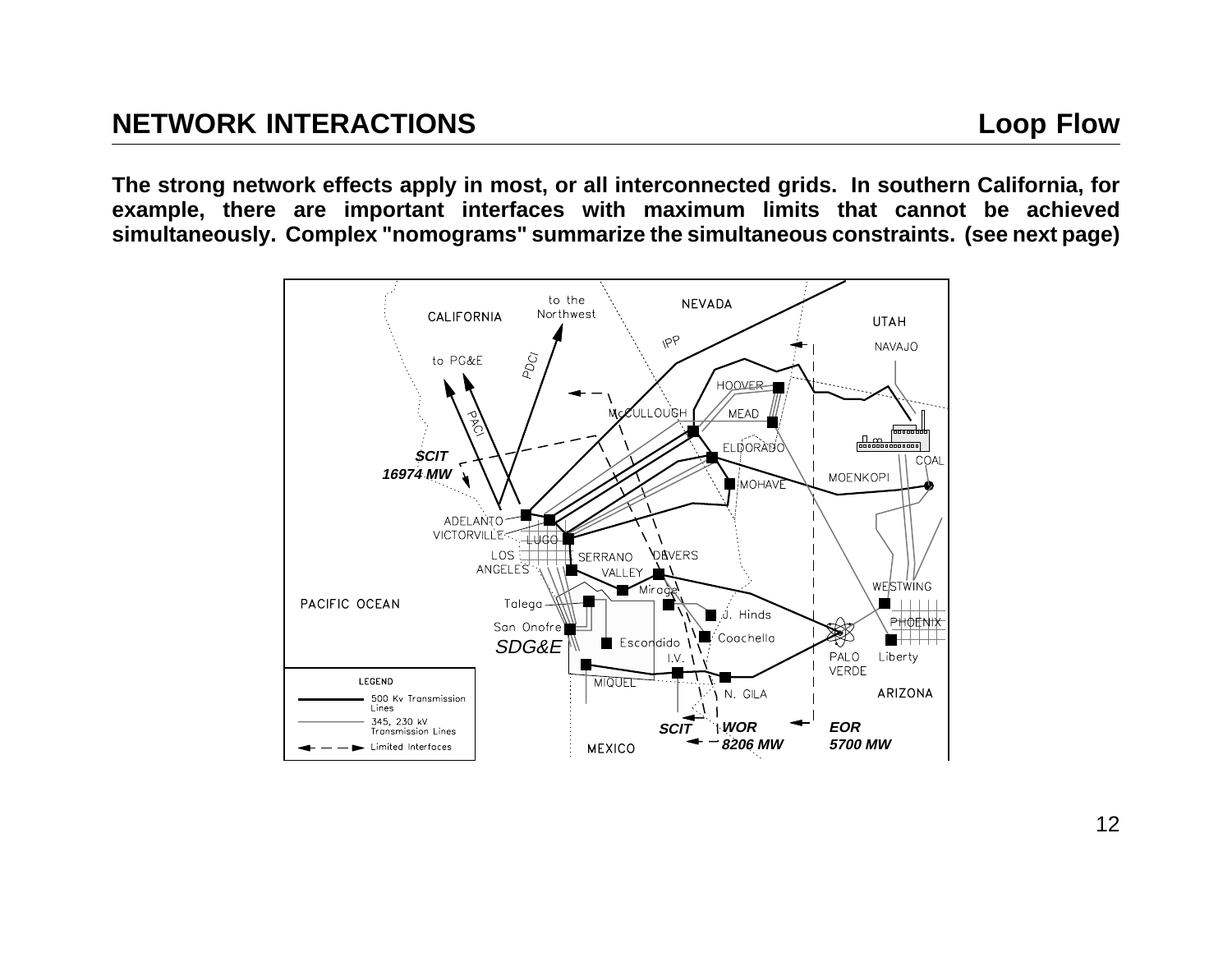## NETWORK INTERACTIONS — Loop Flow

**The strong network effects apply in most, or all interconnected grids. In southern California, for example, there are important interfaces with maximum limits that cannot be achieved simultaneously. Complex "nomograms" summarize the simultaneous constraints. (see next page)**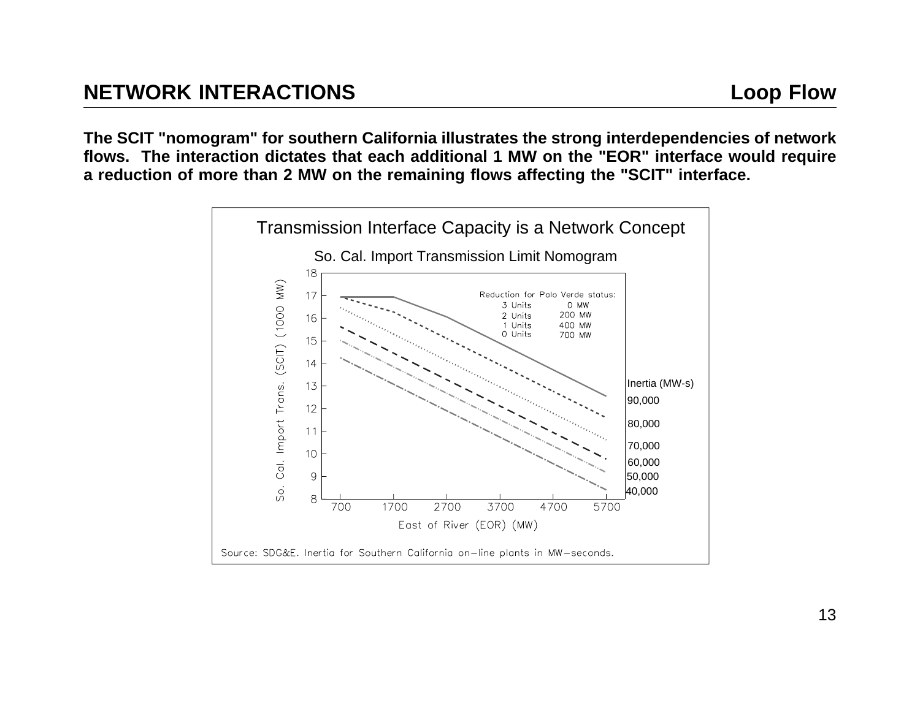## NETWORK INTERACTIONS

## Loop Flow

**The SCIT "nomogram" for southern California illustrates the strong interdependencies of network flows. The interaction dictates that each additional 1 MW on the "EOR" interface would require a reduction of more than 2 MW on the remaining flows affecting the "SCIT" interface.**

Transmission Interface Capacity is a Network Concept

So. Cal. Import Transmission Limit Nomogram

Reduction for Palo Verde status:

| | |
|---|---|
| 3 Units | 0 MW |
| 2 Units | 200 MW |
| 1 Units | 400 MW |
| 0 Units | 700 MW |

Inertia (MW-s): 90,000; 80,000; 70,000; 60,000; 50,000; 40,000

So. Cal. Import Trans. (SCIT) (1000 MW)

East of River (EOR) (MW)

Source: SDG&E. Inertia for Southern California on-line plants in MW-seconds.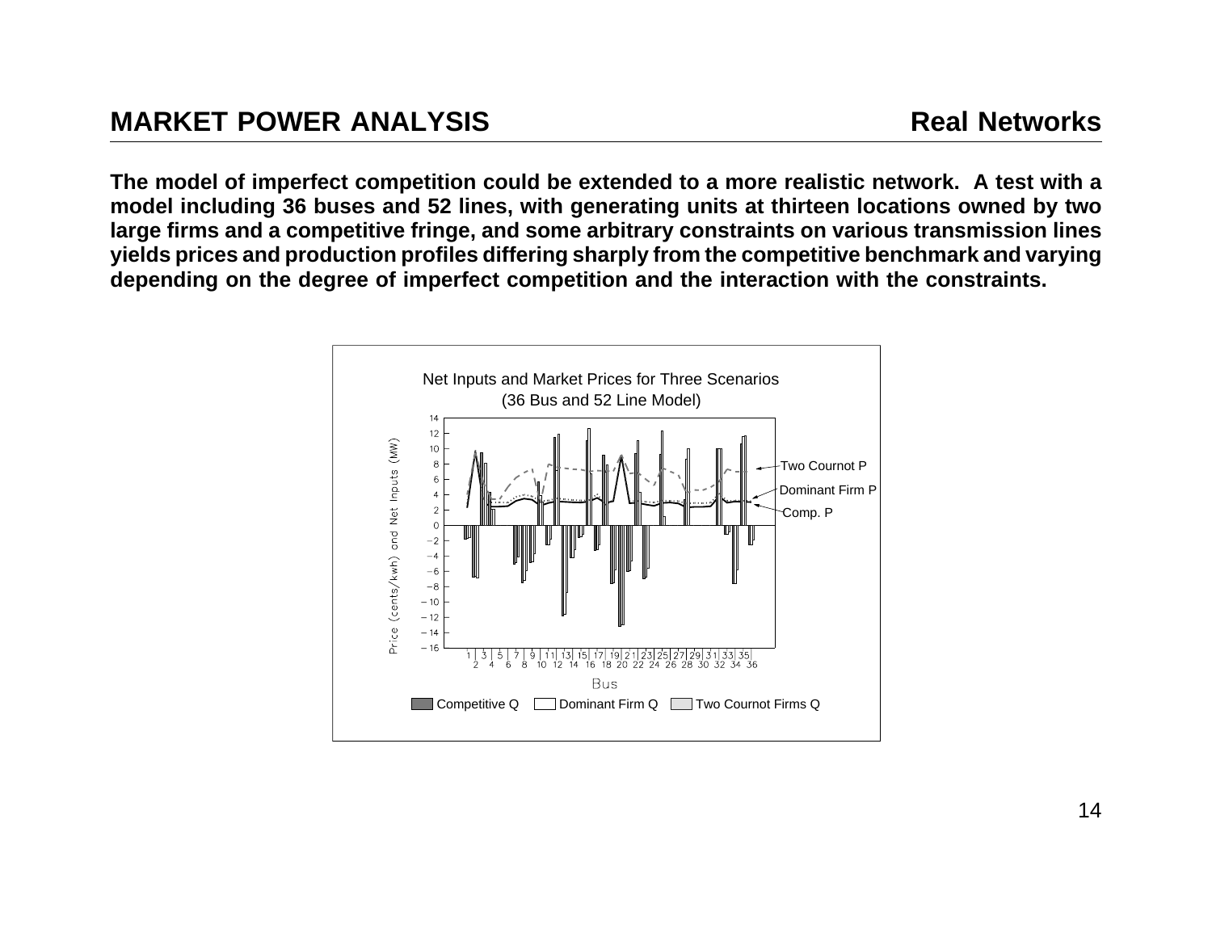## MARKET POWER ANALYSIS — Real Networks

**The model of imperfect competition could be extended to a more realistic network. A test with a model including 36 buses and 52 lines, with generating units at thirteen locations owned by two large firms and a competitive fringe, and some arbitrary constraints on various transmission lines yields prices and production profiles differing sharply from the competitive benchmark and varying depending on the degree of imperfect competition and the interaction with the constraints.**

Net Inputs and Market Prices for Three Scenarios
(36 Bus and 52 Line Model)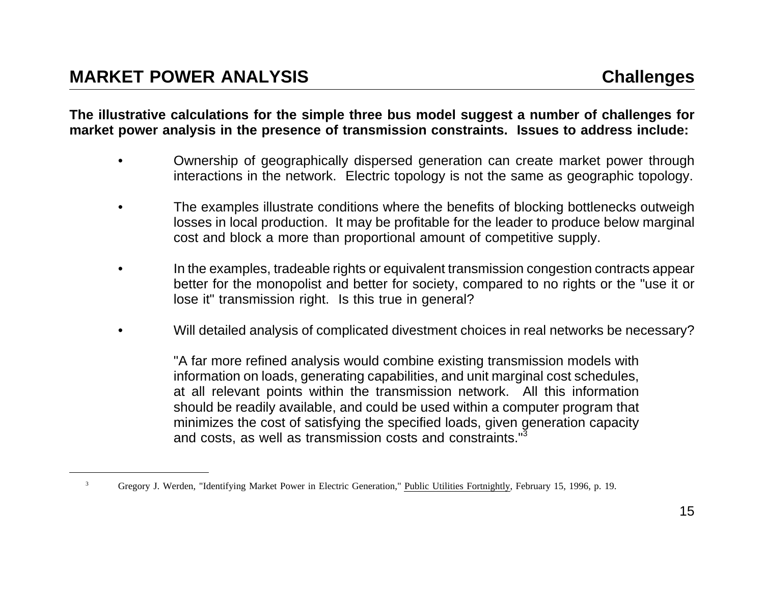## MARKET POWER ANALYSIS — Challenges

**The illustrative calculations for the simple three bus model suggest a number of challenges for market power analysis in the presence of transmission constraints. Issues to address include:**

- Ownership of geographically dispersed generation can create market power through interactions in the network. Electric topology is not the same as geographic topology.

- The examples illustrate conditions where the benefits of blocking bottlenecks outweigh losses in local production. It may be profitable for the leader to produce below marginal cost and block a more than proportional amount of competitive supply.

- In the examples, tradeable rights or equivalent transmission congestion contracts appear better for the monopolist and better for society, compared to no rights or the "use it or lose it" transmission right. Is this true in general?

- Will detailed analysis of complicated divestment choices in real networks be necessary?

  "A far more refined analysis would combine existing transmission models with information on loads, generating capabilities, and unit marginal cost schedules, at all relevant points within the transmission network. All this information should be readily available, and could be used within a computer program that minimizes the cost of satisfying the specified loads, given generation capacity and costs, as well as transmission costs and constraints."[3]

---

[3] Gregory J. Werden, "Identifying Market Power in Electric Generation," Public Utilities Fortnightly, February 15, 1996, p. 19.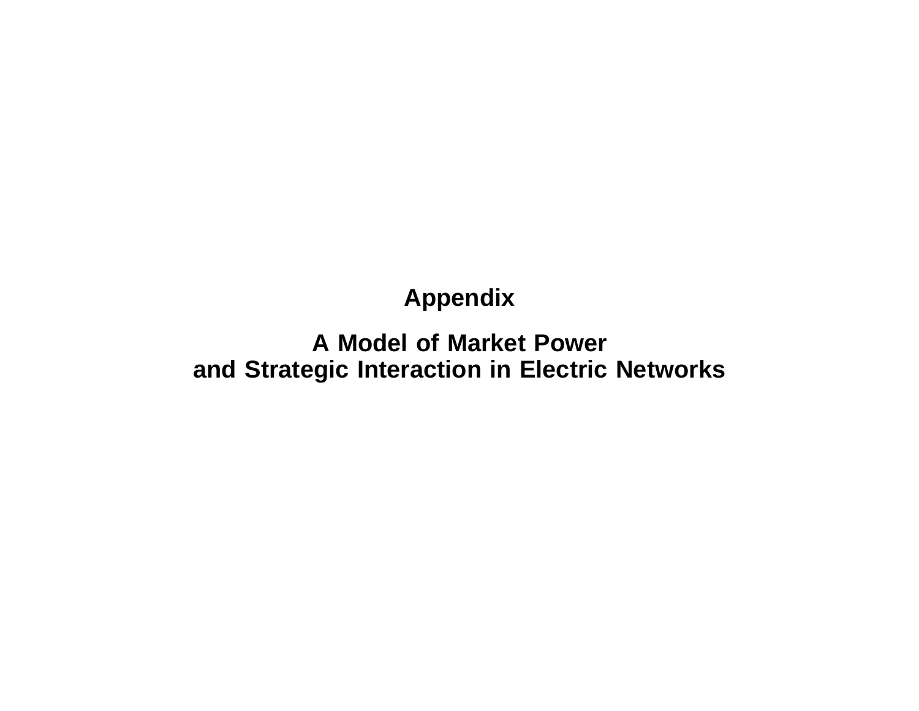# Appendix

## A Model of Market Power and Strategic Interaction in Electric Networks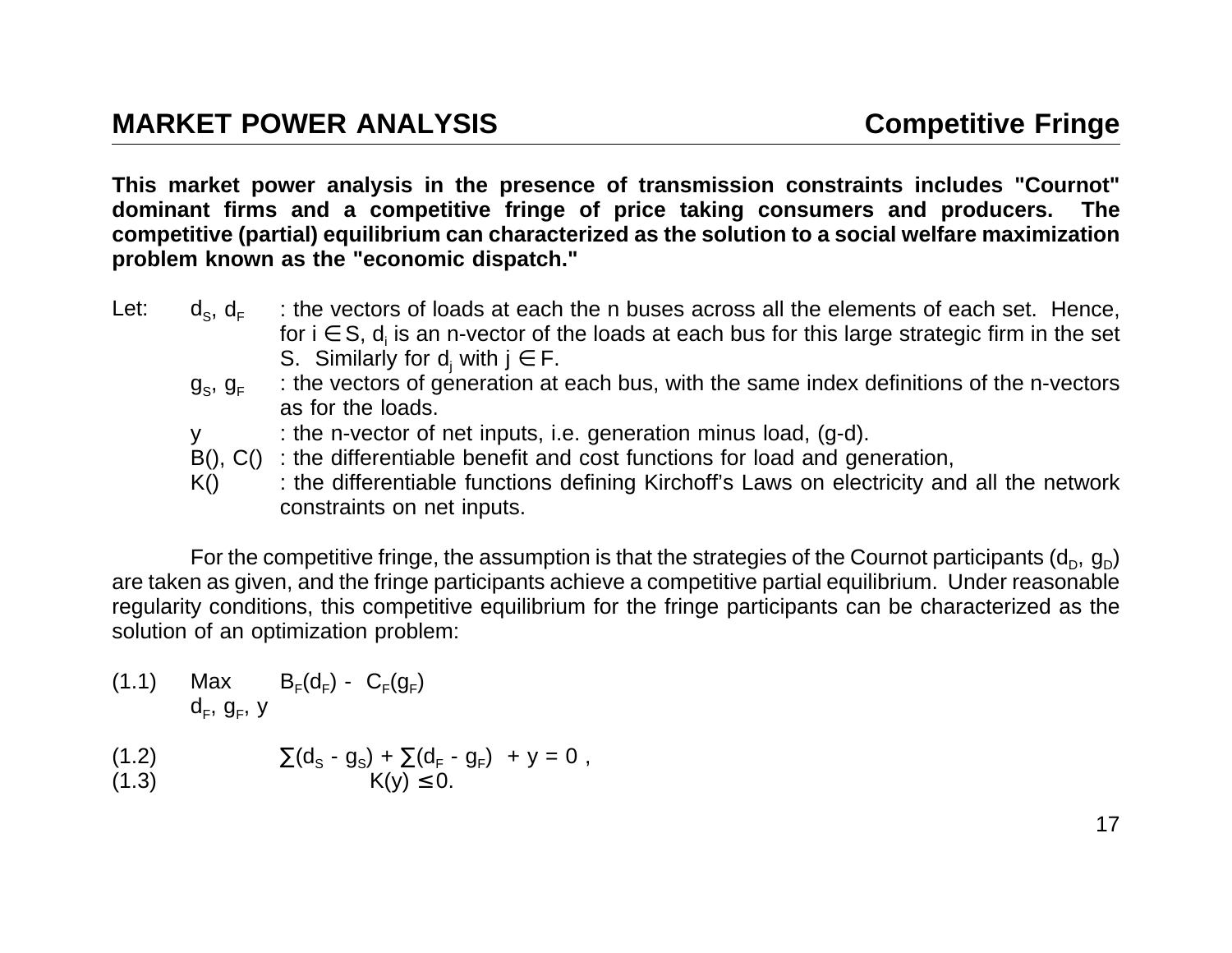## MARKET POWER ANALYSIS — Competitive Fringe

**This market power analysis in the presence of transmission constraints includes "Cournot" dominant firms and a competitive fringe of price taking consumers and producers. The competitive (partial) equilibrium can characterized as the solution to a social welfare maximization problem known as the "economic dispatch."**

Let:

- $d_S$, $d_F$ : the vectors of loads at each the n buses across all the elements of each set. Hence, for $i \in S$, $d_i$ is an n-vector of the loads at each bus for this large strategic firm in the set S. Similarly for $d_j$ with $j \in F$.
- $g_S$, $g_F$ : the vectors of generation at each bus, with the same index definitions of the n-vectors as for the loads.
- $y$ : the n-vector of net inputs, i.e. generation minus load, (g-d).
- B(), C() : the differentiable benefit and cost functions for load and generation,
- K() : the differentiable functions defining Kirchoff's Laws on electricity and all the network constraints on net inputs.

For the competitive fringe, the assumption is that the strategies of the Cournot participants ($d_D$, $g_D$) are taken as given, and the fringe participants achieve a competitive partial equilibrium. Under reasonable regularity conditions, this competitive equilibrium for the fringe participants can be characterized as the solution of an optimization problem:

$$\max_{d_F,\, g_F,\, y} \quad B_F(d_F) - C_F(g_F) \tag{1.1}$$

$$\sum(d_S - g_S) + \sum(d_F - g_F) + y = 0\,, \tag{1.2}$$

$$K(y) \leq 0. \tag{1.3}$$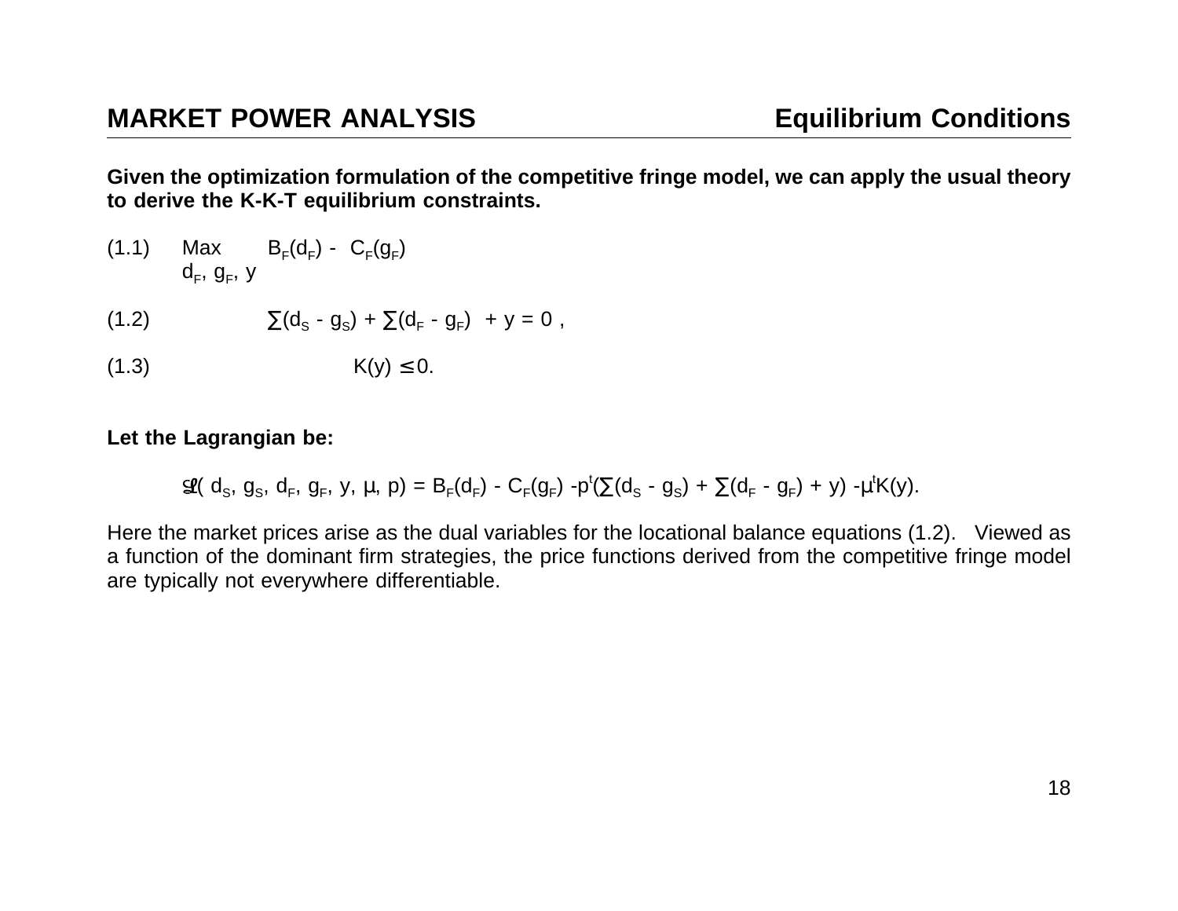## MARKET POWER ANALYSIS — Equilibrium Conditions

**Given the optimization formulation of the competitive fringe model, we can apply the usual theory to derive the K-K-T equilibrium constraints.**

(1.1) $$\max_{d_F,\, g_F,\, y} \quad B_F(d_F) - C_F(g_F)$$

(1.2) $$\sum(d_S - g_S) + \sum(d_F - g_F) + y = 0 \,,$$

(1.3) $$K(y) \leq 0.$$

**Let the Lagrangian be:**

$$\mathcal{L}(d_S, g_S, d_F, g_F, y, \mu, p) = B_F(d_F) - C_F(g_F) - p^t\left(\sum(d_S - g_S) + \sum(d_F - g_F) + y\right) - \mu^t K(y).$$

Here the market prices arise as the dual variables for the locational balance equations (1.2). Viewed as a function of the dominant firm strategies, the price functions derived from the competitive fringe model are typically not everywhere differentiable.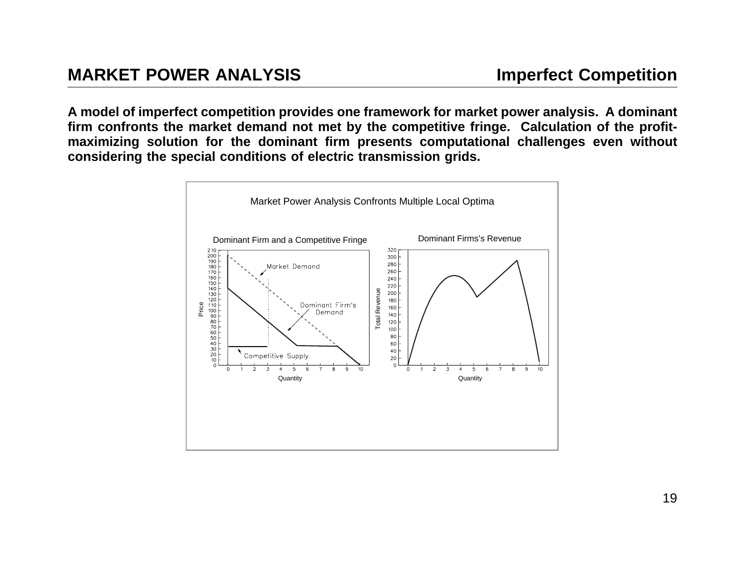## MARKET POWER ANALYSIS

## Imperfect Competition

**A model of imperfect competition provides one framework for market power analysis. A dominant firm confronts the market demand not met by the competitive fringe. Calculation of the profit-maximizing solution for the dominant firm presents computational challenges even without considering the special conditions of electric transmission grids.**

Market Power Analysis Confronts Multiple Local Optima

Dominant Firm and a Competitive Fringe

Dominant Firms's Revenue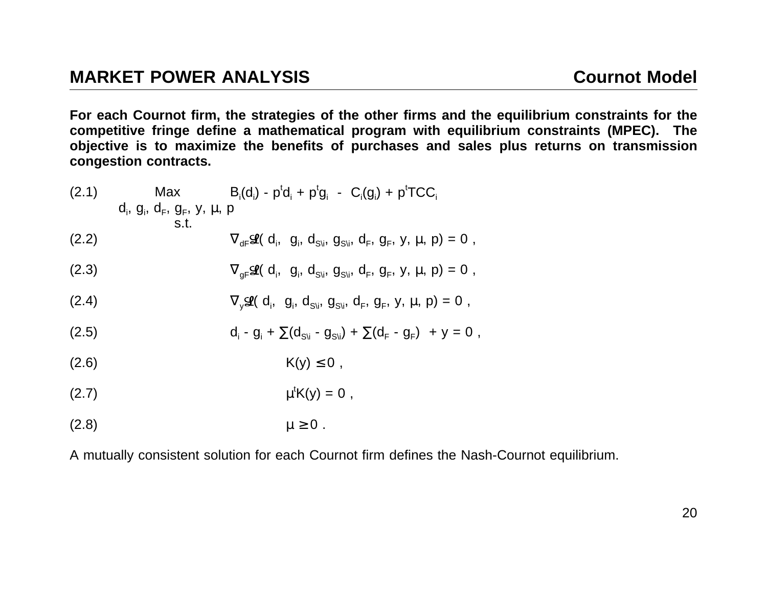## MARKET POWER ANALYSIS — Cournot Model

**For each Cournot firm, the strategies of the other firms and the equilibrium constraints for the competitive fringe define a mathematical program with equilibrium constraints (MPEC). The objective is to maximize the benefits of purchases and sales plus returns on transmission congestion contracts.**

$$\max_{d_i,\, g_i,\, d_F,\, g_F,\, y,\, \mu,\, p} \quad B_i(d_i) - p^t d_i + p^t g_i - C_i(g_i) + p^t TCC_i \tag{2.1}$$

s.t.

$$\nabla_{d_F} \mathcal{L}(d_i,\ g_i, d_{S\backslash i}, g_{S\backslash i}, d_F, g_F, y, \mu, p) = 0\ , \tag{2.2}$$

$$\nabla_{g_F} \mathcal{L}(d_i,\ g_i, d_{S\backslash i}, g_{S\backslash i}, d_F, g_F, y, \mu, p) = 0\ , \tag{2.3}$$

$$\nabla_{y} \mathcal{L}(d_i,\ g_i, d_{S\backslash i}, g_{S\backslash i}, d_F, g_F, y, \mu, p) = 0\ , \tag{2.4}$$

$$d_i - g_i + \sum(d_{S\backslash i} - g_{S\backslash i}) + \sum(d_F - g_F) + y = 0\ , \tag{2.5}$$

$$K(y) \leq 0\ , \tag{2.6}$$

$$\mu^t K(y) = 0\ , \tag{2.7}$$

$$\mu \geq 0\ . \tag{2.8}$$

A mutually consistent solution for each Cournot firm defines the Nash-Cournot equilibrium.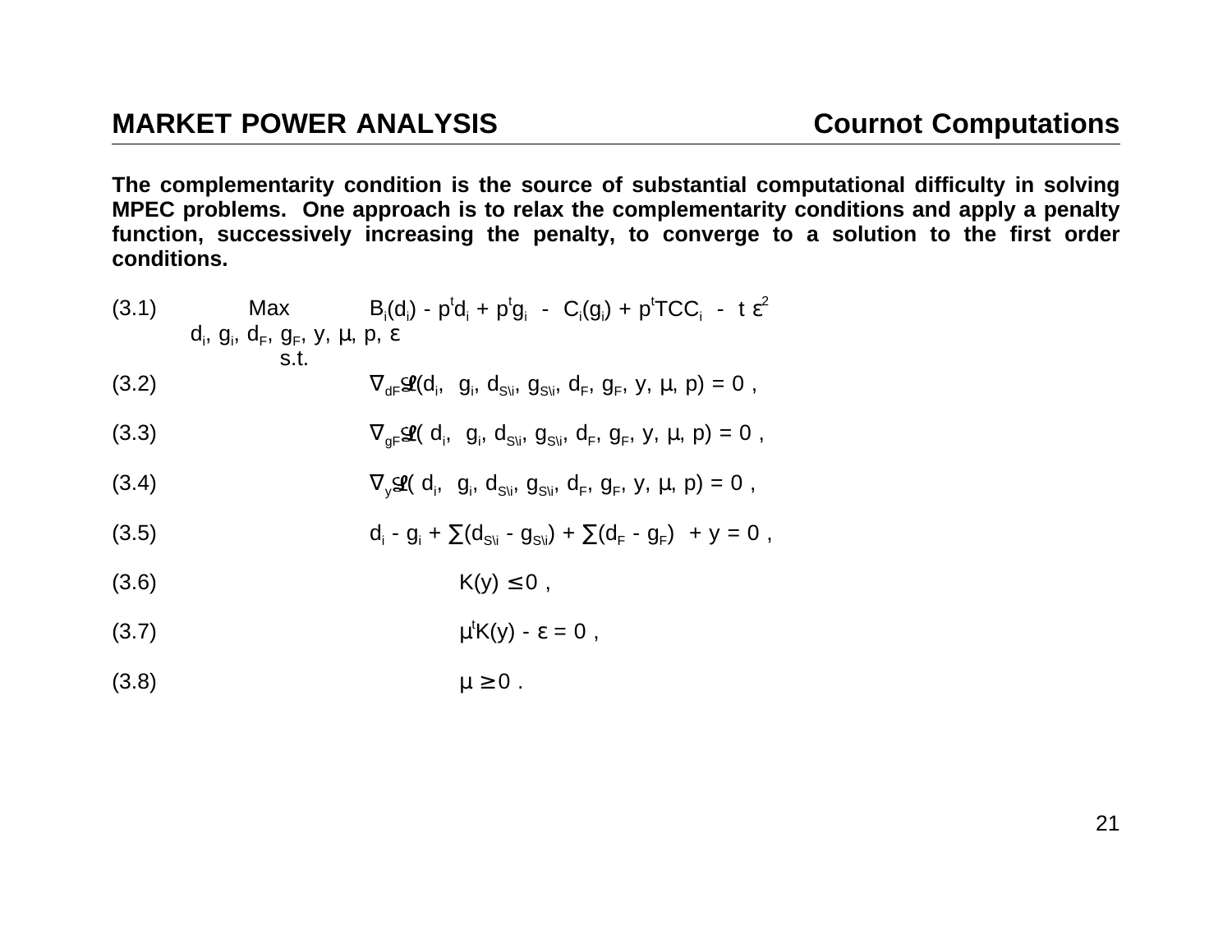The complementarity condition is the source of substantial computational difficulty in solving MPEC problems. One approach is to relax the complementarity conditions and apply a penalty function, successively increasing the penalty, to converge to a solution to the first order conditions.

$$\max_{d_i,\, g_i,\, d_F,\, g_F,\, y,\, \mu,\, p,\, \varepsilon} \quad B_i(d_i) - p^t d_i + p^t g_i - C_i(g_i) + p^t TCC_i - t\,\varepsilon^2 \tag{3.1}$$

s.t.

$$\nabla_{dF} \mathcal{L}(d_i, g_i, d_{S\backslash i}, g_{S\backslash i}, d_F, g_F, y, \mu, p) = 0 \,, \tag{3.2}$$

$$\nabla_{gF} \mathcal{L}(d_i, g_i, d_{S\backslash i}, g_{S\backslash i}, d_F, g_F, y, \mu, p) = 0 \,, \tag{3.3}$$

$$\nabla_{y} \mathcal{L}(d_i, g_i, d_{S\backslash i}, g_{S\backslash i}, d_F, g_F, y, \mu, p) = 0 \,, \tag{3.4}$$

$$d_i - g_i + \sum(d_{S\backslash i} - g_{S\backslash i}) + \sum(d_F - g_F) + y = 0 \,, \tag{3.5}$$

$$K(y) \le 0 \,, \tag{3.6}$$

$$\mu^t K(y) - \varepsilon = 0 \,, \tag{3.7}$$

$$\mu \ge 0 \,. \tag{3.8}$$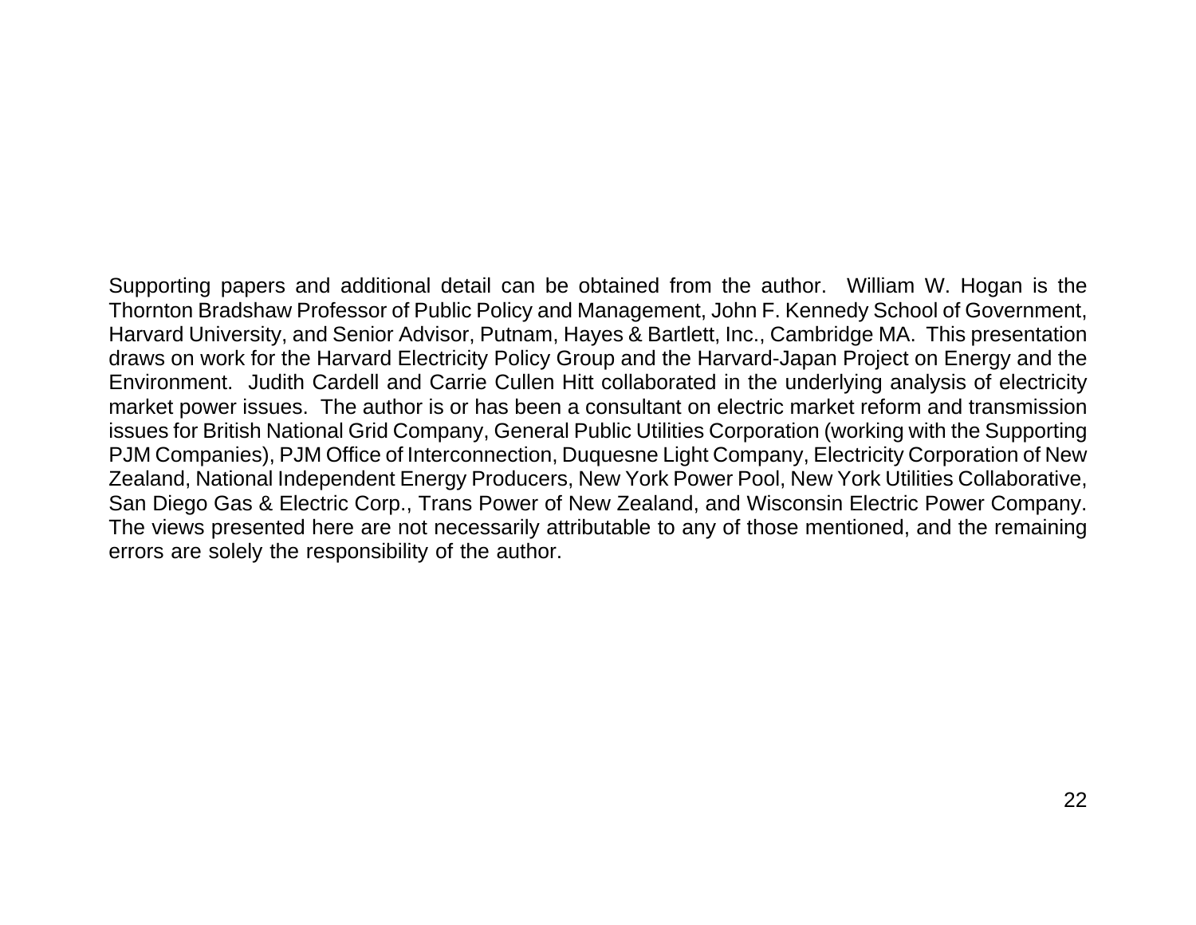Supporting papers and additional detail can be obtained from the author. William W. Hogan is the Thornton Bradshaw Professor of Public Policy and Management, John F. Kennedy School of Government, Harvard University, and Senior Advisor, Putnam, Hayes & Bartlett, Inc., Cambridge MA. This presentation draws on work for the Harvard Electricity Policy Group and the Harvard-Japan Project on Energy and the Environment. Judith Cardell and Carrie Cullen Hitt collaborated in the underlying analysis of electricity market power issues. The author is or has been a consultant on electric market reform and transmission issues for British National Grid Company, General Public Utilities Corporation (working with the Supporting PJM Companies), PJM Office of Interconnection, Duquesne Light Company, Electricity Corporation of New Zealand, National Independent Energy Producers, New York Power Pool, New York Utilities Collaborative, San Diego Gas & Electric Corp., Trans Power of New Zealand, and Wisconsin Electric Power Company. The views presented here are not necessarily attributable to any of those mentioned, and the remaining errors are solely the responsibility of the author.